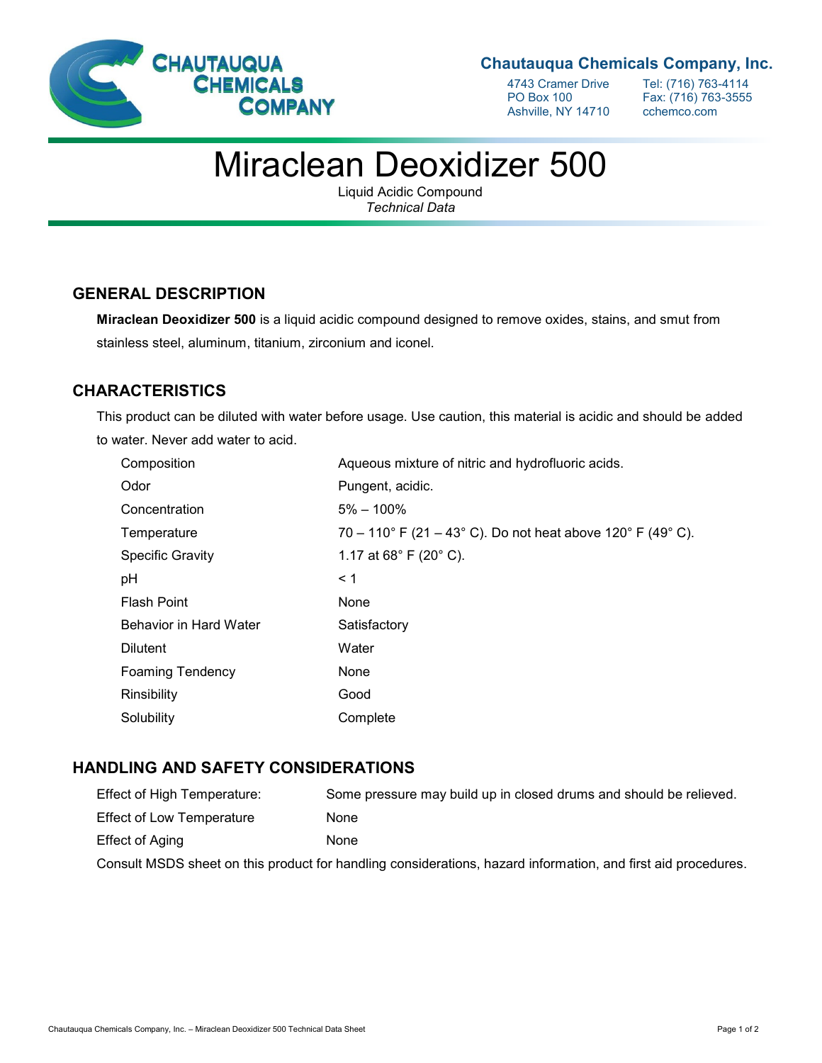**Chautauqua Chemicals Company, Inc.**

4743 Cramer Drive
PO Box 100
Ashville, NY 14710

Tel: (716) 763-4114
Fax: (716) 763-3555
cchemco.com

# Miraclean Deoxidizer 500

Liquid Acidic Compound
*Technical Data*

## GENERAL DESCRIPTION

**Miraclean Deoxidizer 500** is a liquid acidic compound designed to remove oxides, stains, and smut from stainless steel, aluminum, titanium, zirconium and iconel.

## CHARACTERISTICS

This product can be diluted with water before usage. Use caution, this material is acidic and should be added to water. Never add water to acid.

| | |
|---|---|
| Composition | Aqueous mixture of nitric and hydrofluoric acids. |
| Odor | Pungent, acidic. |
| Concentration | 5% – 100% |
| Temperature | 70 – 110° F (21 – 43° C). Do not heat above 120° F (49° C). |
| Specific Gravity | 1.17 at 68° F (20° C). |
| pH | < 1 |
| Flash Point | None |
| Behavior in Hard Water | Satisfactory |
| Dilutent | Water |
| Foaming Tendency | None |
| Rinsibility | Good |
| Solubility | Complete |

## HANDLING AND SAFETY CONSIDERATIONS

| | |
|---|---|
| Effect of High Temperature: | Some pressure may build up in closed drums and should be relieved. |
| Effect of Low Temperature | None |
| Effect of Aging | None |

Consult MSDS sheet on this product for handling considerations, hazard information, and first aid procedures.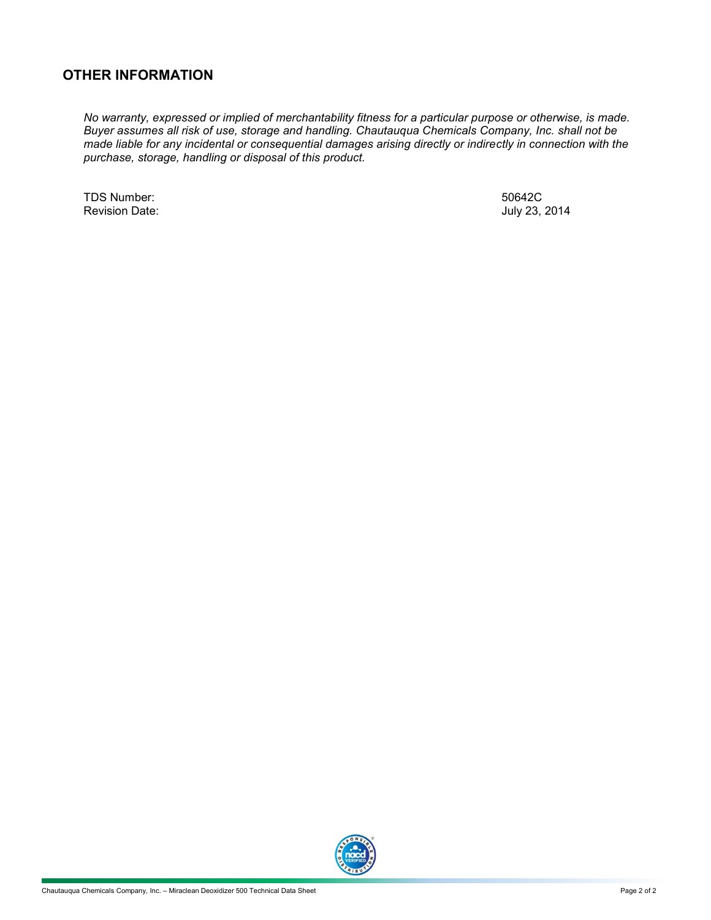## OTHER INFORMATION

*No warranty, expressed or implied of merchantability fitness for a particular purpose or otherwise, is made. Buyer assumes all risk of use, storage and handling. Chautauqua Chemicals Company, Inc. shall not be made liable for any incidental or consequential damages arising directly or indirectly in connection with the purchase, storage, handling or disposal of this product.*

| | |
|---|---|
| TDS Number: | 50642C |
| Revision Date: | July 23, 2014 |